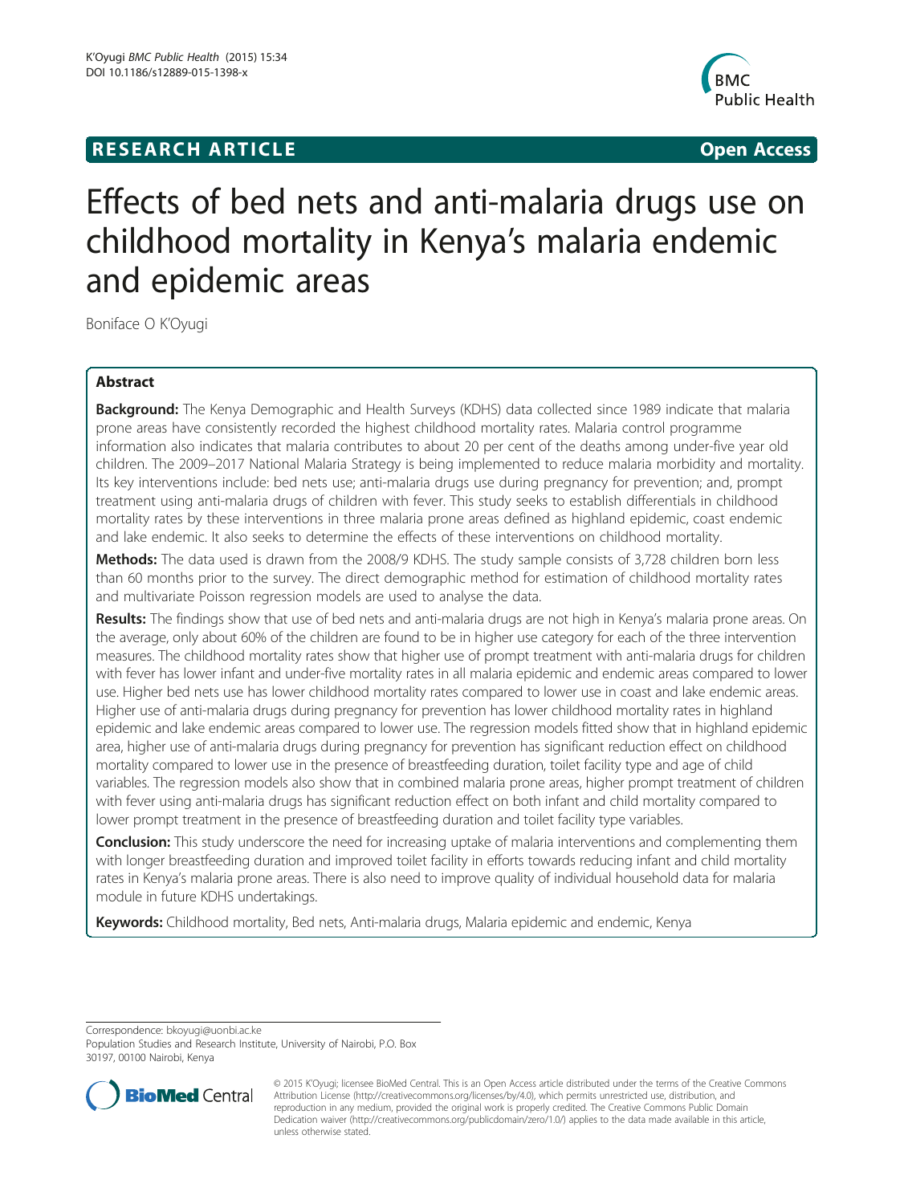**RESEARCH ARTICLE** **Open Access**

# Effects of bed nets and anti-malaria drugs use on childhood mortality in Kenya's malaria endemic and epidemic areas

Boniface O K'Oyugi

## Abstract

**Background:** The Kenya Demographic and Health Surveys (KDHS) data collected since 1989 indicate that malaria prone areas have consistently recorded the highest childhood mortality rates. Malaria control programme information also indicates that malaria contributes to about 20 per cent of the deaths among under-five year old children. The 2009–2017 National Malaria Strategy is being implemented to reduce malaria morbidity and mortality. Its key interventions include: bed nets use; anti-malaria drugs use during pregnancy for prevention; and, prompt treatment using anti-malaria drugs of children with fever. This study seeks to establish differentials in childhood mortality rates by these interventions in three malaria prone areas defined as highland epidemic, coast endemic and lake endemic. It also seeks to determine the effects of these interventions on childhood mortality.

**Methods:** The data used is drawn from the 2008/9 KDHS. The study sample consists of 3,728 children born less than 60 months prior to the survey. The direct demographic method for estimation of childhood mortality rates and multivariate Poisson regression models are used to analyse the data.

**Results:** The findings show that use of bed nets and anti-malaria drugs are not high in Kenya's malaria prone areas. On the average, only about 60% of the children are found to be in higher use category for each of the three intervention measures. The childhood mortality rates show that higher use of prompt treatment with anti-malaria drugs for children with fever has lower infant and under-five mortality rates in all malaria epidemic and endemic areas compared to lower use. Higher bed nets use has lower childhood mortality rates compared to lower use in coast and lake endemic areas. Higher use of anti-malaria drugs during pregnancy for prevention has lower childhood mortality rates in highland epidemic and lake endemic areas compared to lower use. The regression models fitted show that in highland epidemic area, higher use of anti-malaria drugs during pregnancy for prevention has significant reduction effect on childhood mortality compared to lower use in the presence of breastfeeding duration, toilet facility type and age of child variables. The regression models also show that in combined malaria prone areas, higher prompt treatment of children with fever using anti-malaria drugs has significant reduction effect on both infant and child mortality compared to lower prompt treatment in the presence of breastfeeding duration and toilet facility type variables.

**Conclusion:** This study underscore the need for increasing uptake of malaria interventions and complementing them with longer breastfeeding duration and improved toilet facility in efforts towards reducing infant and child mortality rates in Kenya's malaria prone areas. There is also need to improve quality of individual household data for malaria module in future KDHS undertakings.

**Keywords:** Childhood mortality, Bed nets, Anti-malaria drugs, Malaria epidemic and endemic, Kenya

Correspondence: bkoyugi@uonbi.ac.ke
Population Studies and Research Institute, University of Nairobi, P.O. Box 30197, 00100 Nairobi, Kenya

© 2015 K'Oyugi; licensee BioMed Central. This is an Open Access article distributed under the terms of the Creative Commons Attribution License (http://creativecommons.org/licenses/by/4.0), which permits unrestricted use, distribution, and reproduction in any medium, provided the original work is properly credited. The Creative Commons Public Domain Dedication waiver (http://creativecommons.org/publicdomain/zero/1.0/) applies to the data made available in this article, unless otherwise stated.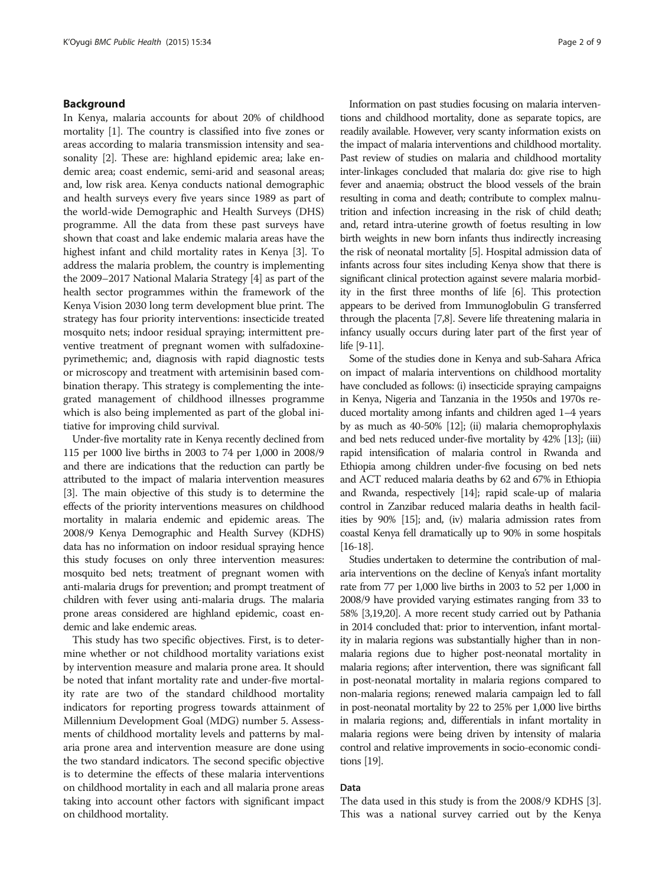## Background

In Kenya, malaria accounts for about 20% of childhood mortality [1]. The country is classified into five zones or areas according to malaria transmission intensity and seasonality [2]. These are: highland epidemic area; lake endemic area; coast endemic, semi-arid and seasonal areas; and, low risk area. Kenya conducts national demographic and health surveys every five years since 1989 as part of the world-wide Demographic and Health Surveys (DHS) programme. All the data from these past surveys have shown that coast and lake endemic malaria areas have the highest infant and child mortality rates in Kenya [3]. To address the malaria problem, the country is implementing the 2009–2017 National Malaria Strategy [4] as part of the health sector programmes within the framework of the Kenya Vision 2030 long term development blue print. The strategy has four priority interventions: insecticide treated mosquito nets; indoor residual spraying; intermittent preventive treatment of pregnant women with sulfadoxine-pyrimethemic; and, diagnosis with rapid diagnostic tests or microscopy and treatment with artemisinin based combination therapy. This strategy is complementing the integrated management of childhood illnesses programme which is also being implemented as part of the global initiative for improving child survival.

Under-five mortality rate in Kenya recently declined from 115 per 1000 live births in 2003 to 74 per 1,000 in 2008/9 and there are indications that the reduction can partly be attributed to the impact of malaria intervention measures [3]. The main objective of this study is to determine the effects of the priority interventions measures on childhood mortality in malaria endemic and epidemic areas. The 2008/9 Kenya Demographic and Health Survey (KDHS) data has no information on indoor residual spraying hence this study focuses on only three intervention measures: mosquito bed nets; treatment of pregnant women with anti-malaria drugs for prevention; and prompt treatment of children with fever using anti-malaria drugs. The malaria prone areas considered are highland epidemic, coast endemic and lake endemic areas.

This study has two specific objectives. First, is to determine whether or not childhood mortality variations exist by intervention measure and malaria prone area. It should be noted that infant mortality rate and under-five mortality rate are two of the standard childhood mortality indicators for reporting progress towards attainment of Millennium Development Goal (MDG) number 5. Assessments of childhood mortality levels and patterns by malaria prone area and intervention measure are done using the two standard indicators. The second specific objective is to determine the effects of these malaria interventions on childhood mortality in each and all malaria prone areas taking into account other factors with significant impact on childhood mortality.

Information on past studies focusing on malaria interventions and childhood mortality, done as separate topics, are readily available. However, very scanty information exists on the impact of malaria interventions and childhood mortality. Past review of studies on malaria and childhood mortality inter-linkages concluded that malaria do: give rise to high fever and anaemia; obstruct the blood vessels of the brain resulting in coma and death; contribute to complex malnutrition and infection increasing in the risk of child death; and, retard intra-uterine growth of foetus resulting in low birth weights in new born infants thus indirectly increasing the risk of neonatal mortality [5]. Hospital admission data of infants across four sites including Kenya show that there is significant clinical protection against severe malaria morbidity in the first three months of life [6]. This protection appears to be derived from Immunoglobulin G transferred through the placenta [7,8]. Severe life threatening malaria in infancy usually occurs during later part of the first year of life [9-11].

Some of the studies done in Kenya and sub-Sahara Africa on impact of malaria interventions on childhood mortality have concluded as follows: (i) insecticide spraying campaigns in Kenya, Nigeria and Tanzania in the 1950s and 1970s reduced mortality among infants and children aged 1–4 years by as much as 40-50% [12]; (ii) malaria chemoprophylaxis and bed nets reduced under-five mortality by 42% [13]; (iii) rapid intensification of malaria control in Rwanda and Ethiopia among children under-five focusing on bed nets and ACT reduced malaria deaths by 62 and 67% in Ethiopia and Rwanda, respectively [14]; rapid scale-up of malaria control in Zanzibar reduced malaria deaths in health facilities by 90% [15]; and, (iv) malaria admission rates from coastal Kenya fell dramatically up to 90% in some hospitals [16-18].

Studies undertaken to determine the contribution of malaria interventions on the decline of Kenya's infant mortality rate from 77 per 1,000 live births in 2003 to 52 per 1,000 in 2008/9 have provided varying estimates ranging from 33 to 58% [3,19,20]. A more recent study carried out by Pathania in 2014 concluded that: prior to intervention, infant mortality in malaria regions was substantially higher than in non-malaria regions due to higher post-neonatal mortality in malaria regions; after intervention, there was significant fall in post-neonatal mortality in malaria regions compared to non-malaria regions; renewed malaria campaign led to fall in post-neonatal mortality by 22 to 25% per 1,000 live births in malaria regions; and, differentials in infant mortality in malaria regions were being driven by intensity of malaria control and relative improvements in socio-economic conditions [19].

## Data

The data used in this study is from the 2008/9 KDHS [3]. This was a national survey carried out by the Kenya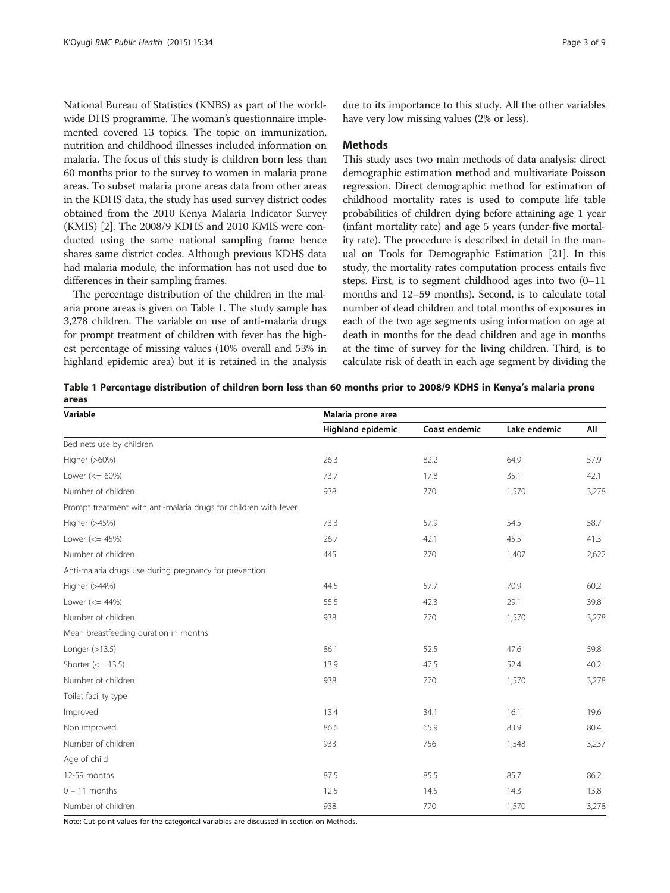National Bureau of Statistics (KNBS) as part of the worldwide DHS programme. The woman's questionnaire implemented covered 13 topics. The topic on immunization, nutrition and childhood illnesses included information on malaria. The focus of this study is children born less than 60 months prior to the survey to women in malaria prone areas. To subset malaria prone areas data from other areas in the KDHS data, the study has used survey district codes obtained from the 2010 Kenya Malaria Indicator Survey (KMIS) [2]. The 2008/9 KDHS and 2010 KMIS were conducted using the same national sampling frame hence shares same district codes. Although previous KDHS data had malaria module, the information has not used due to differences in their sampling frames.

The percentage distribution of the children in the malaria prone areas is given on Table 1. The study sample has 3,278 children. The variable on use of anti-malaria drugs for prompt treatment of children with fever has the highest percentage of missing values (10% overall and 53% in highland epidemic area) but it is retained in the analysis due to its importance to this study. All the other variables have very low missing values (2% or less).

## Methods

This study uses two main methods of data analysis: direct demographic estimation method and multivariate Poisson regression. Direct demographic method for estimation of childhood mortality rates is used to compute life table probabilities of children dying before attaining age 1 year (infant mortality rate) and age 5 years (under-five mortality rate). The procedure is described in detail in the manual on Tools for Demographic Estimation [21]. In this study, the mortality rates computation process entails five steps. First, is to segment childhood ages into two (0–11 months and 12–59 months). Second, is to calculate total number of dead children and total months of exposures in each of the two age segments using information on age at death in months for the dead children and age in months at the time of survey for the living children. Third, is to calculate risk of death in each age segment by dividing the

**Table 1 Percentage distribution of children born less than 60 months prior to 2008/9 KDHS in Kenya's malaria prone areas**

| Variable | Malaria prone area | | | |
|---|---|---|---|---|
| | Highland epidemic | Coast endemic | Lake endemic | All |
| Bed nets use by children | | | | |
| Higher (>60%) | 26.3 | 82.2 | 64.9 | 57.9 |
| Lower (<= 60%) | 73.7 | 17.8 | 35.1 | 42.1 |
| Number of children | 938 | 770 | 1,570 | 3,278 |
| Prompt treatment with anti-malaria drugs for children with fever | | | | |
| Higher (>45%) | 73.3 | 57.9 | 54.5 | 58.7 |
| Lower (<= 45%) | 26.7 | 42.1 | 45.5 | 41.3 |
| Number of children | 445 | 770 | 1,407 | 2,622 |
| Anti-malaria drugs use during pregnancy for prevention | | | | |
| Higher (>44%) | 44.5 | 57.7 | 70.9 | 60.2 |
| Lower (<= 44%) | 55.5 | 42.3 | 29.1 | 39.8 |
| Number of children | 938 | 770 | 1,570 | 3,278 |
| Mean breastfeeding duration in months | | | | |
| Longer (>13.5) | 86.1 | 52.5 | 47.6 | 59.8 |
| Shorter (<= 13.5) | 13.9 | 47.5 | 52.4 | 40.2 |
| Number of children | 938 | 770 | 1,570 | 3,278 |
| Toilet facility type | | | | |
| Improved | 13.4 | 34.1 | 16.1 | 19.6 |
| Non improved | 86.6 | 65.9 | 83.9 | 80.4 |
| Number of children | 933 | 756 | 1,548 | 3,237 |
| Age of child | | | | |
| 12-59 months | 87.5 | 85.5 | 85.7 | 86.2 |
| 0 – 11 months | 12.5 | 14.5 | 14.3 | 13.8 |
| Number of children | 938 | 770 | 1,570 | 3,278 |

Note: Cut point values for the categorical variables are discussed in section on Methods.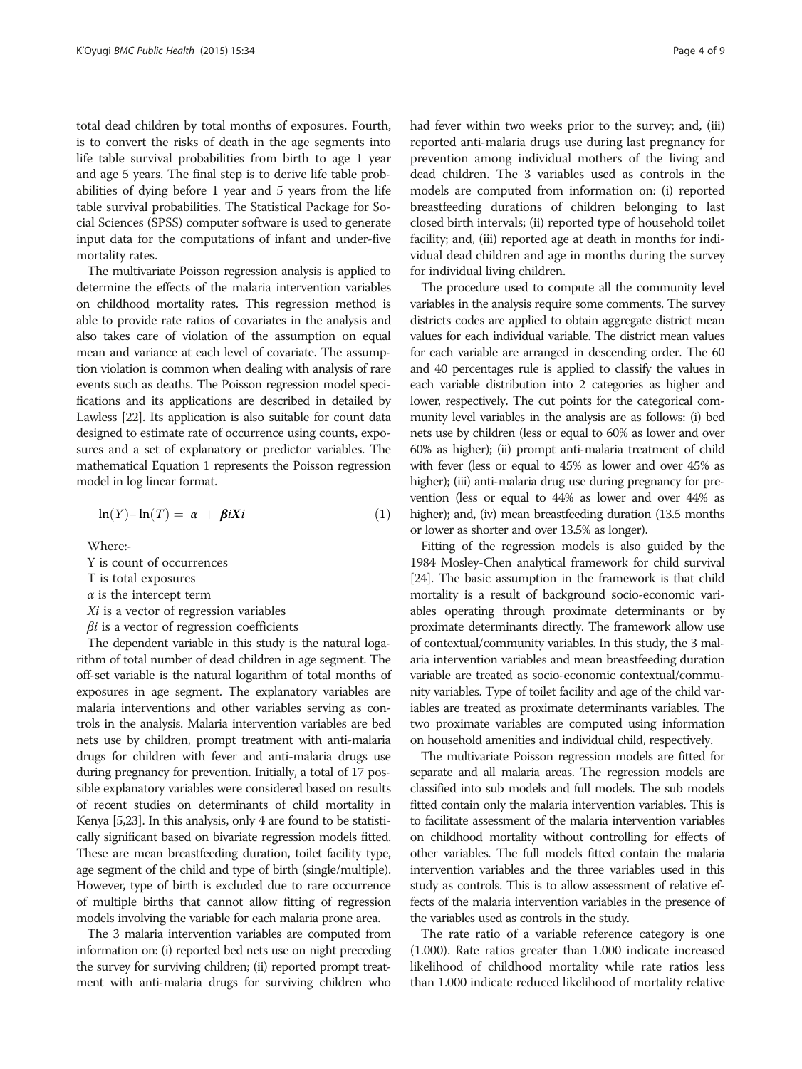total dead children by total months of exposures. Fourth, is to convert the risks of death in the age segments into life table survival probabilities from birth to age 1 year and age 5 years. The final step is to derive life table probabilities of dying before 1 year and 5 years from the life table survival probabilities. The Statistical Package for Social Sciences (SPSS) computer software is used to generate input data for the computations of infant and under-five mortality rates.

The multivariate Poisson regression analysis is applied to determine the effects of the malaria intervention variables on childhood mortality rates. This regression method is able to provide rate ratios of covariates in the analysis and also takes care of violation of the assumption on equal mean and variance at each level of covariate. The assumption violation is common when dealing with analysis of rare events such as deaths. The Poisson regression model specifications and its applications are described in detailed by Lawless [22]. Its application is also suitable for count data designed to estimate rate of occurrence using counts, exposures and a set of explanatory or predictor variables. The mathematical Equation 1 represents the Poisson regression model in log linear format.

$$\ln(Y) - \ln(T) = \alpha + \boldsymbol{\beta i X i} \qquad (1)$$

Where:-

Y is count of occurrences

T is total exposures

$\alpha$ is the intercept term

$Xi$ is a vector of regression variables

$\beta i$ is a vector of regression coefficients

The dependent variable in this study is the natural logarithm of total number of dead children in age segment. The off-set variable is the natural logarithm of total months of exposures in age segment. The explanatory variables are malaria interventions and other variables serving as controls in the analysis. Malaria intervention variables are bed nets use by children, prompt treatment with anti-malaria drugs for children with fever and anti-malaria drugs use during pregnancy for prevention. Initially, a total of 17 possible explanatory variables were considered based on results of recent studies on determinants of child mortality in Kenya [5,23]. In this analysis, only 4 are found to be statistically significant based on bivariate regression models fitted. These are mean breastfeeding duration, toilet facility type, age segment of the child and type of birth (single/multiple). However, type of birth is excluded due to rare occurrence of multiple births that cannot allow fitting of regression models involving the variable for each malaria prone area.

The 3 malaria intervention variables are computed from information on: (i) reported bed nets use on night preceding the survey for surviving children; (ii) reported prompt treatment with anti-malaria drugs for surviving children who had fever within two weeks prior to the survey; and, (iii) reported anti-malaria drugs use during last pregnancy for prevention among individual mothers of the living and dead children. The 3 variables used as controls in the models are computed from information on: (i) reported breastfeeding durations of children belonging to last closed birth intervals; (ii) reported type of household toilet facility; and, (iii) reported age at death in months for individual dead children and age in months during the survey for individual living children.

The procedure used to compute all the community level variables in the analysis require some comments. The survey districts codes are applied to obtain aggregate district mean values for each individual variable. The district mean values for each variable are arranged in descending order. The 60 and 40 percentages rule is applied to classify the values in each variable distribution into 2 categories as higher and lower, respectively. The cut points for the categorical community level variables in the analysis are as follows: (i) bed nets use by children (less or equal to 60% as lower and over 60% as higher); (ii) prompt anti-malaria treatment of child with fever (less or equal to 45% as lower and over 45% as higher); (iii) anti-malaria drug use during pregnancy for prevention (less or equal to 44% as lower and over 44% as higher); and, (iv) mean breastfeeding duration (13.5 months or lower as shorter and over 13.5% as longer).

Fitting of the regression models is also guided by the 1984 Mosley-Chen analytical framework for child survival [24]. The basic assumption in the framework is that child mortality is a result of background socio-economic variables operating through proximate determinants or by proximate determinants directly. The framework allow use of contextual/community variables. In this study, the 3 malaria intervention variables and mean breastfeeding duration variable are treated as socio-economic contextual/community variables. Type of toilet facility and age of the child variables are treated as proximate determinants variables. The two proximate variables are computed using information on household amenities and individual child, respectively.

The multivariate Poisson regression models are fitted for separate and all malaria areas. The regression models are classified into sub models and full models. The sub models fitted contain only the malaria intervention variables. This is to facilitate assessment of the malaria intervention variables on childhood mortality without controlling for effects of other variables. The full models fitted contain the malaria intervention variables and the three variables used in this study as controls. This is to allow assessment of relative effects of the malaria intervention variables in the presence of the variables used as controls in the study.

The rate ratio of a variable reference category is one (1.000). Rate ratios greater than 1.000 indicate increased likelihood of childhood mortality while rate ratios less than 1.000 indicate reduced likelihood of mortality relative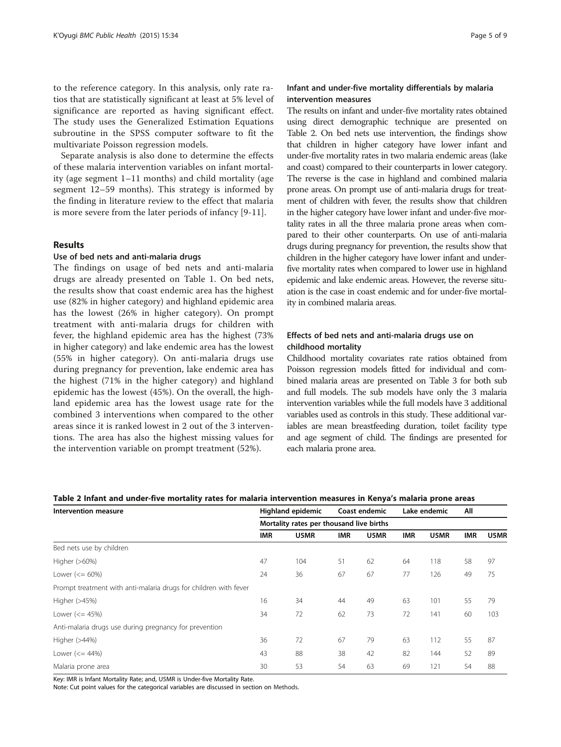to the reference category. In this analysis, only rate ratios that are statistically significant at least at 5% level of significance are reported as having significant effect. The study uses the Generalized Estimation Equations subroutine in the SPSS computer software to fit the multivariate Poisson regression models.

Separate analysis is also done to determine the effects of these malaria intervention variables on infant mortality (age segment 1–11 months) and child mortality (age segment 12–59 months). This strategy is informed by the finding in literature review to the effect that malaria is more severe from the later periods of infancy [9-11].

## Results

### Use of bed nets and anti-malaria drugs

The findings on usage of bed nets and anti-malaria drugs are already presented on Table 1. On bed nets, the results show that coast endemic area has the highest use (82% in higher category) and highland epidemic area has the lowest (26% in higher category). On prompt treatment with anti-malaria drugs for children with fever, the highland epidemic area has the highest (73% in higher category) and lake endemic area has the lowest (55% in higher category). On anti-malaria drugs use during pregnancy for prevention, lake endemic area has the highest (71% in the higher category) and highland epidemic has the lowest (45%). On the overall, the highland epidemic area has the lowest usage rate for the combined 3 interventions when compared to the other areas since it is ranked lowest in 2 out of the 3 interventions. The area has also the highest missing values for the intervention variable on prompt treatment (52%).

### Infant and under-five mortality differentials by malaria intervention measures

The results on infant and under-five mortality rates obtained using direct demographic technique are presented on Table 2. On bed nets use intervention, the findings show that children in higher category have lower infant and under-five mortality rates in two malaria endemic areas (lake and coast) compared to their counterparts in lower category. The reverse is the case in highland and combined malaria prone areas. On prompt use of anti-malaria drugs for treatment of children with fever, the results show that children in the higher category have lower infant and under-five mortality rates in all the three malaria prone areas when compared to their other counterparts. On use of anti-malaria drugs during pregnancy for prevention, the results show that children in the higher category have lower infant and under-five mortality rates when compared to lower use in highland epidemic and lake endemic areas. However, the reverse situation is the case in coast endemic and for under-five mortality in combined malaria areas.

### Effects of bed nets and anti-malaria drugs use on childhood mortality

Childhood mortality covariates rate ratios obtained from Poisson regression models fitted for individual and combined malaria areas are presented on Table 3 for both sub and full models. The sub models have only the 3 malaria intervention variables while the full models have 3 additional variables used as controls in this study. These additional variables are mean breastfeeding duration, toilet facility type and age segment of child. The findings are presented for each malaria prone area.

**Table 2 Infant and under-five mortality rates for malaria intervention measures in Kenya's malaria prone areas**

| Intervention measure | Highland epidemic | | Coast endemic | | Lake endemic | | All | |
|---|---|---|---|---|---|---|---|---|
| | Mortality rates per thousand live births | | | | | | | |
| | IMR | U5MR | IMR | U5MR | IMR | U5MR | IMR | U5MR |
| Bed nets use by children | | | | | | | | |
| Higher (>60%) | 47 | 104 | 51 | 62 | 64 | 118 | 58 | 97 |
| Lower (<= 60%) | 24 | 36 | 67 | 67 | 77 | 126 | 49 | 75 |
| Prompt treatment with anti-malaria drugs for children with fever | | | | | | | | |
| Higher (>45%) | 16 | 34 | 44 | 49 | 63 | 101 | 55 | 79 |
| Lower (<= 45%) | 34 | 72 | 62 | 73 | 72 | 141 | 60 | 103 |
| Anti-malaria drugs use during pregnancy for prevention | | | | | | | | |
| Higher (>44%) | 36 | 72 | 67 | 79 | 63 | 112 | 55 | 87 |
| Lower (<= 44%) | 43 | 88 | 38 | 42 | 82 | 144 | 52 | 89 |
| Malaria prone area | 30 | 53 | 54 | 63 | 69 | 121 | 54 | 88 |

Key: IMR is Infant Mortality Rate; and, U5MR is Under-five Mortality Rate.
Note: Cut point values for the categorical variables are discussed in section on Methods.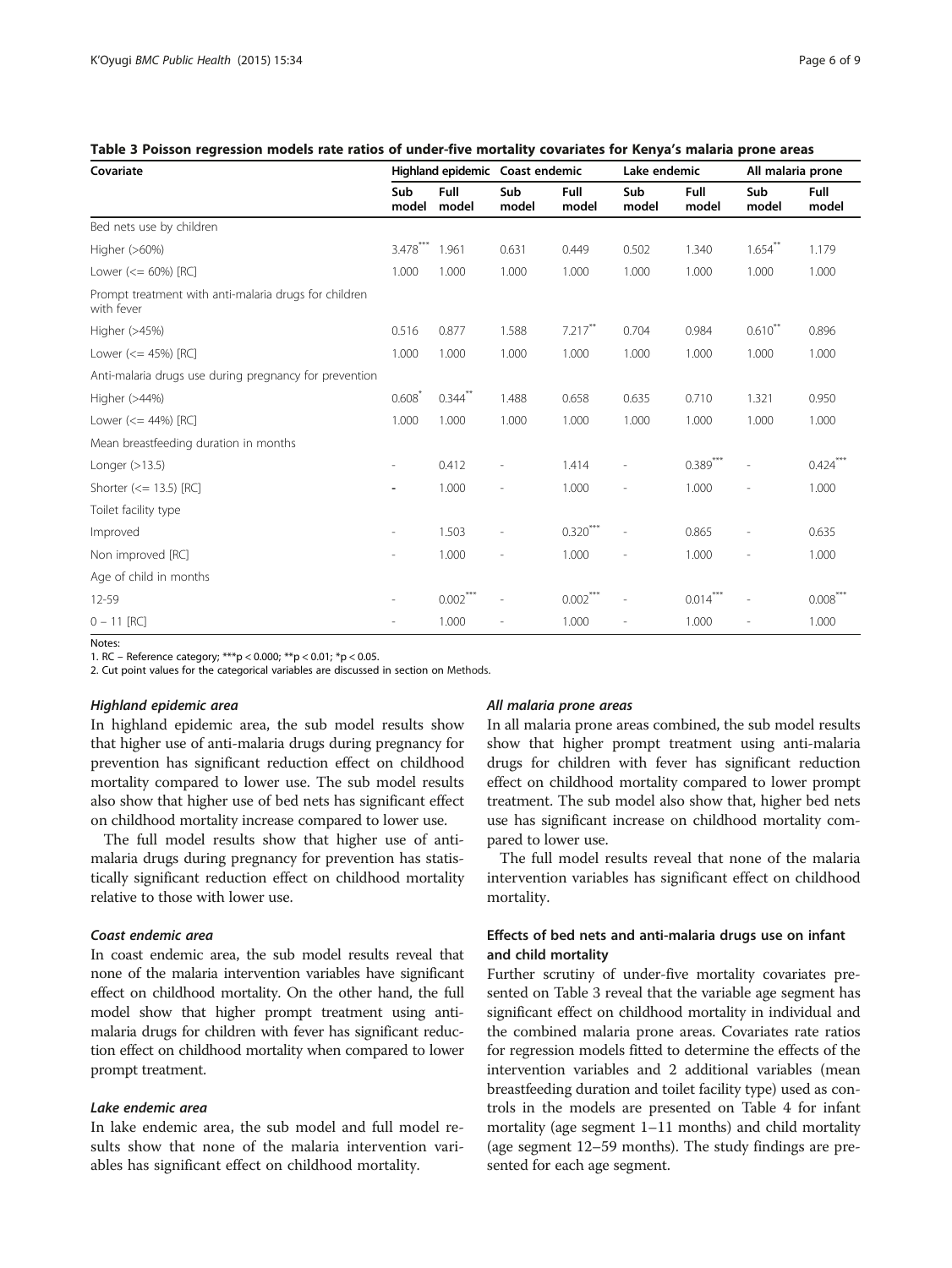**Table 3 Poisson regression models rate ratios of under-five mortality covariates for Kenya's malaria prone areas**

| Covariate | Highland epidemic | | Coast endemic | | Lake endemic | | All malaria prone | |
|---|---|---|---|---|---|---|---|---|
| | Sub model | Full model | Sub model | Full model | Sub model | Full model | Sub model | Full model |
| Bed nets use by children | | | | | | | | |
| Higher (>60%) | 3.478*** | 1.961 | 0.631 | 0.449 | 0.502 | 1.340 | 1.654** | 1.179 |
| Lower (<= 60%) [RC] | 1.000 | 1.000 | 1.000 | 1.000 | 1.000 | 1.000 | 1.000 | 1.000 |
| Prompt treatment with anti-malaria drugs for children with fever | | | | | | | | |
| Higher (>45%) | 0.516 | 0.877 | 1.588 | 7.217** | 0.704 | 0.984 | 0.610** | 0.896 |
| Lower (<= 45%) [RC] | 1.000 | 1.000 | 1.000 | 1.000 | 1.000 | 1.000 | 1.000 | 1.000 |
| Anti-malaria drugs use during pregnancy for prevention | | | | | | | | |
| Higher (>44%) | 0.608* | 0.344** | 1.488 | 0.658 | 0.635 | 0.710 | 1.321 | 0.950 |
| Lower (<= 44%) [RC] | 1.000 | 1.000 | 1.000 | 1.000 | 1.000 | 1.000 | 1.000 | 1.000 |
| Mean breastfeeding duration in months | | | | | | | | |
| Longer (>13.5) | - | 0.412 | - | 1.414 | - | 0.389*** | - | 0.424*** |
| Shorter (<= 13.5) [RC] | - | 1.000 | - | 1.000 | - | 1.000 | - | 1.000 |
| Toilet facility type | | | | | | | | |
| Improved | - | 1.503 | - | 0.320*** | - | 0.865 | - | 0.635 |
| Non improved [RC] | - | 1.000 | - | 1.000 | - | 1.000 | - | 1.000 |
| Age of child in months | | | | | | | | |
| 12-59 | - | 0.002*** | - | 0.002*** | - | 0.014*** | - | 0.008*** |
| 0 – 11 [RC] | - | 1.000 | - | 1.000 | - | 1.000 | - | 1.000 |

Notes:
1. RC – Reference category; ***p < 0.000; **p < 0.01; *p < 0.05.
2. Cut point values for the categorical variables are discussed in section on Methods.

#### *Highland epidemic area*

In highland epidemic area, the sub model results show that higher use of anti-malaria drugs during pregnancy for prevention has significant reduction effect on childhood mortality compared to lower use. The sub model results also show that higher use of bed nets has significant effect on childhood mortality increase compared to lower use.

The full model results show that higher use of anti-malaria drugs during pregnancy for prevention has statistically significant reduction effect on childhood mortality relative to those with lower use.

#### *Coast endemic area*

In coast endemic area, the sub model results reveal that none of the malaria intervention variables have significant effect on childhood mortality. On the other hand, the full model show that higher prompt treatment using anti-malaria drugs for children with fever has significant reduction effect on childhood mortality when compared to lower prompt treatment.

#### *Lake endemic area*

In lake endemic area, the sub model and full model results show that none of the malaria intervention variables has significant effect on childhood mortality.

#### *All malaria prone areas*

In all malaria prone areas combined, the sub model results show that higher prompt treatment using anti-malaria drugs for children with fever has significant reduction effect on childhood mortality compared to lower prompt treatment. The sub model also show that, higher bed nets use has significant increase on childhood mortality compared to lower use.

The full model results reveal that none of the malaria intervention variables has significant effect on childhood mortality.

### Effects of bed nets and anti-malaria drugs use on infant and child mortality

Further scrutiny of under-five mortality covariates presented on Table 3 reveal that the variable age segment has significant effect on childhood mortality in individual and the combined malaria prone areas. Covariates rate ratios for regression models fitted to determine the effects of the intervention variables and 2 additional variables (mean breastfeeding duration and toilet facility type) used as controls in the models are presented on Table 4 for infant mortality (age segment 1–11 months) and child mortality (age segment 12–59 months). The study findings are presented for each age segment.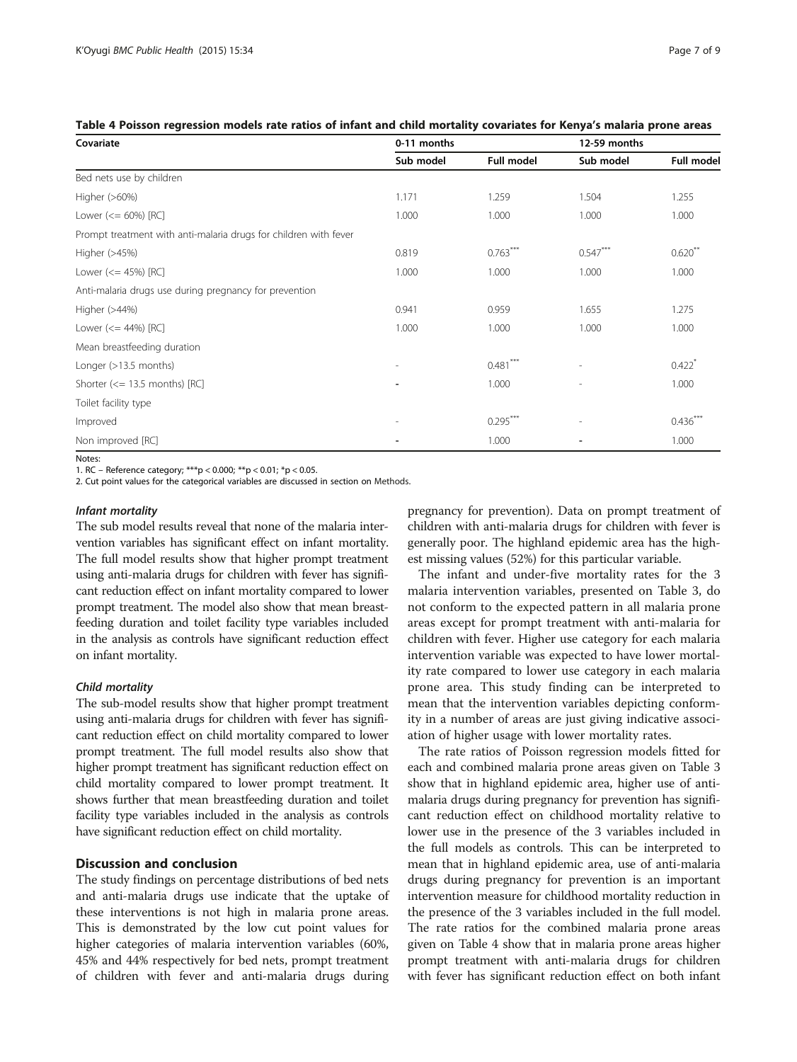**Table 4 Poisson regression models rate ratios of infant and child mortality covariates for Kenya's malaria prone areas**

| Covariate | 0-11 months | | 12-59 months | |
|---|---|---|---|---|
| | Sub model | Full model | Sub model | Full model |
| Bed nets use by children | | | | |
| Higher (>60%) | 1.171 | 1.259 | 1.504 | 1.255 |
| Lower (<= 60%) [RC] | 1.000 | 1.000 | 1.000 | 1.000 |
| Prompt treatment with anti-malaria drugs for children with fever | | | | |
| Higher (>45%) | 0.819 | 0.763*** | 0.547*** | 0.620** |
| Lower (<= 45%) [RC] | 1.000 | 1.000 | 1.000 | 1.000 |
| Anti-malaria drugs use during pregnancy for prevention | | | | |
| Higher (>44%) | 0.941 | 0.959 | 1.655 | 1.275 |
| Lower (<= 44%) [RC] | 1.000 | 1.000 | 1.000 | 1.000 |
| Mean breastfeeding duration | | | | |
| Longer (>13.5 months) | - | 0.481*** | - | 0.422* |
| Shorter (<= 13.5 months) [RC] | - | 1.000 | - | 1.000 |
| Toilet facility type | | | | |
| Improved | - | 0.295*** | - | 0.436*** |
| Non improved [RC] | - | 1.000 | - | 1.000 |

Notes:
1. RC – Reference category; ***p < 0.000; **p < 0.01; *p < 0.05.
2. Cut point values for the categorical variables are discussed in section on Methods.

#### *Infant mortality*

The sub model results reveal that none of the malaria intervention variables has significant effect on infant mortality. The full model results show that higher prompt treatment using anti-malaria drugs for children with fever has significant reduction effect on infant mortality compared to lower prompt treatment. The model also show that mean breastfeeding duration and toilet facility type variables included in the analysis as controls have significant reduction effect on infant mortality.

#### *Child mortality*

The sub-model results show that higher prompt treatment using anti-malaria drugs for children with fever has significant reduction effect on child mortality compared to lower prompt treatment. The full model results also show that higher prompt treatment has significant reduction effect on child mortality compared to lower prompt treatment. It shows further that mean breastfeeding duration and toilet facility type variables included in the analysis as controls have significant reduction effect on child mortality.

## Discussion and conclusion

The study findings on percentage distributions of bed nets and anti-malaria drugs use indicate that the uptake of these interventions is not high in malaria prone areas. This is demonstrated by the low cut point values for higher categories of malaria intervention variables (60%, 45% and 44% respectively for bed nets, prompt treatment of children with fever and anti-malaria drugs during pregnancy for prevention). Data on prompt treatment of children with anti-malaria drugs for children with fever is generally poor. The highland epidemic area has the highest missing values (52%) for this particular variable.

The infant and under-five mortality rates for the 3 malaria intervention variables, presented on Table 3, do not conform to the expected pattern in all malaria prone areas except for prompt treatment with anti-malaria for children with fever. Higher use category for each malaria intervention variable was expected to have lower mortality rate compared to lower use category in each malaria prone area. This study finding can be interpreted to mean that the intervention variables depicting conformity in a number of areas are just giving indicative association of higher usage with lower mortality rates.

The rate ratios of Poisson regression models fitted for each and combined malaria prone areas given on Table 3 show that in highland epidemic area, higher use of anti-malaria drugs during pregnancy for prevention has significant reduction effect on childhood mortality relative to lower use in the presence of the 3 variables included in the full models as controls. This can be interpreted to mean that in highland epidemic area, use of anti-malaria drugs during pregnancy for prevention is an important intervention measure for childhood mortality reduction in the presence of the 3 variables included in the full model. The rate ratios for the combined malaria prone areas given on Table 4 show that in malaria prone areas higher prompt treatment with anti-malaria drugs for children with fever has significant reduction effect on both infant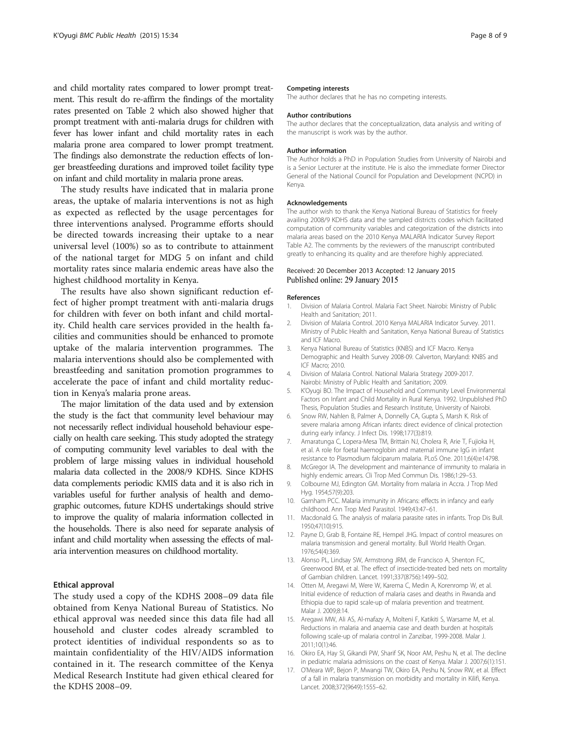and child mortality rates compared to lower prompt treatment. This result do re-affirm the findings of the mortality rates presented on Table 2 which also showed higher that prompt treatment with anti-malaria drugs for children with fever has lower infant and child mortality rates in each malaria prone area compared to lower prompt treatment. The findings also demonstrate the reduction effects of longer breastfeeding durations and improved toilet facility type on infant and child mortality in malaria prone areas.

The study results have indicated that in malaria prone areas, the uptake of malaria interventions is not as high as expected as reflected by the usage percentages for three interventions analysed. Programme efforts should be directed towards increasing their uptake to a near universal level (100%) so as to contribute to attainment of the national target for MDG 5 on infant and child mortality rates since malaria endemic areas have also the highest childhood mortality in Kenya.

The results have also shown significant reduction effect of higher prompt treatment with anti-malaria drugs for children with fever on both infant and child mortality. Child health care services provided in the health facilities and communities should be enhanced to promote uptake of the malaria intervention programmes. The malaria interventions should also be complemented with breastfeeding and sanitation promotion programmes to accelerate the pace of infant and child mortality reduction in Kenya's malaria prone areas.

The major limitation of the data used and by extension the study is the fact that community level behaviour may not necessarily reflect individual household behaviour especially on health care seeking. This study adopted the strategy of computing community level variables to deal with the problem of large missing values in individual household malaria data collected in the 2008/9 KDHS. Since KDHS data complements periodic KMIS data and it is also rich in variables useful for further analysis of health and demographic outcomes, future KDHS undertakings should strive to improve the quality of malaria information collected in the households. There is also need for separate analysis of infant and child mortality when assessing the effects of malaria intervention measures on childhood mortality.

## Ethical approval

The study used a copy of the KDHS 2008–09 data file obtained from Kenya National Bureau of Statistics. No ethical approval was needed since this data file had all household and cluster codes already scrambled to protect identities of individual respondents so as to maintain confidentiality of the HIV/AIDS information contained in it. The research committee of the Kenya Medical Research Institute had given ethical cleared for the KDHS 2008–09.

#### Competing interests

The author declares that he has no competing interests.

#### Author contributions

The author declares that the conceptualization, data analysis and writing of the manuscript is work was by the author.

#### Author information

The Author holds a PhD in Population Studies from University of Nairobi and is a Senior Lecturer at the institute. He is also the immediate former Director General of the National Council for Population and Development (NCPD) in Kenya.

#### Acknowledgements

The author wish to thank the Kenya National Bureau of Statistics for freely availing 2008/9 KDHS data and the sampled districts codes which facilitated computation of community variables and categorization of the districts into malaria areas based on the 2010 Kenya MALARIA Indicator Survey Report Table A2. The comments by the reviewers of the manuscript contributed greatly to enhancing its quality and are therefore highly appreciated.

Received: 20 December 2013 Accepted: 12 January 2015
Published online: 29 January 2015

#### References

1. Division of Malaria Control. Malaria Fact Sheet. Nairobi: Ministry of Public Health and Sanitation; 2011.
2. Division of Malaria Control. 2010 Kenya MALARIA Indicator Survey. 2011. Ministry of Public Health and Sanitation, Kenya National Bureau of Statistics and ICF Macro.
3. Kenya National Bureau of Statistics (KNBS) and ICF Macro. Kenya Demographic and Health Survey 2008-09. Calverton, Maryland: KNBS and ICF Macro; 2010.
4. Division of Malaria Control. National Malaria Strategy 2009-2017. Nairobi: Ministry of Public Health and Sanitation; 2009.
5. K'Oyugi BO. The Impact of Household and Community Level Environmental Factors on Infant and Child Mortality in Rural Kenya. 1992. Unpublished PhD Thesis, Population Studies and Research Institute, University of Nairobi.
6. Snow RW, Nahlen B, Palmer A, Donnelly CA, Gupta S, Marsh K. Risk of severe malaria among African infants: direct evidence of clinical protection during early infancy. J Infect Dis. 1998;177(3):819.
7. Amaratunga C, Lopera-Mesa TM, Brittain NJ, Cholera R, Arie T, Fujioka H, et al. A role for foetal haemoglobin and maternal immune IgG in infant resistance to Plasmodium falciparum malaria. PLoS One. 2011;6(4):e14798.
8. McGregor IA. The development and maintenance of immunity to malaria in highly endemic arrears. Cli Trop Med Commun Dis. 1986;1:29–53.
9. Colbourne MJ, Edington GM. Mortality from malaria in Accra. J Trop Med Hyg. 1954;57(9):203.
10. Garnham PCC. Malaria immunity in Africans: effects in infancy and early childhood. Ann Trop Med Parasitol. 1949;43:47–61.
11. Macdonald G. The analysis of malaria parasite rates in infants. Trop Dis Bull. 1950;47(10):915.
12. Payne D, Grab B, Fontaine RE, Hempel JHG. Impact of control measures on malaria transmission and general mortality. Bull World Health Organ. 1976;54(4):369.
13. Alonso PL, Lindsay SW, Armstrong JRM, de Francisco A, Shenton FC, Greenwood BM, et al. The effect of insecticide-treated bed nets on mortality of Gambian children. Lancet. 1991;337(8756):1499–502.
14. Otten M, Aregawi M, Were W, Karema C, Medin A, Korenromp W, et al. Initial evidence of reduction of malaria cases and deaths in Rwanda and Ethiopia due to rapid scale-up of malaria prevention and treatment. Malar J. 2009;8:14.
15. Aregawi MW, Ali AS, Al-mafazy A, Molteni F, Katikiti S, Warsame M, et al. Reductions in malaria and anaemia case and death burden at hospitals following scale-up of malaria control in Zanzibar, 1999-2008. Malar J. 2011;10(1):46.
16. Okiro EA, Hay SI, Gikandi PW, Sharif SK, Noor AM, Peshu N, et al. The decline in pediatric malaria admissions on the coast of Kenya. Malar J. 2007;6(1):151.
17. O'Meara WP, Bejon P, Mwangi TW, Okiro EA, Peshu N, Snow RW, et al. Effect of a fall in malaria transmission on morbidity and mortality in Kilifi, Kenya. Lancet. 2008;372(9649):1555–62.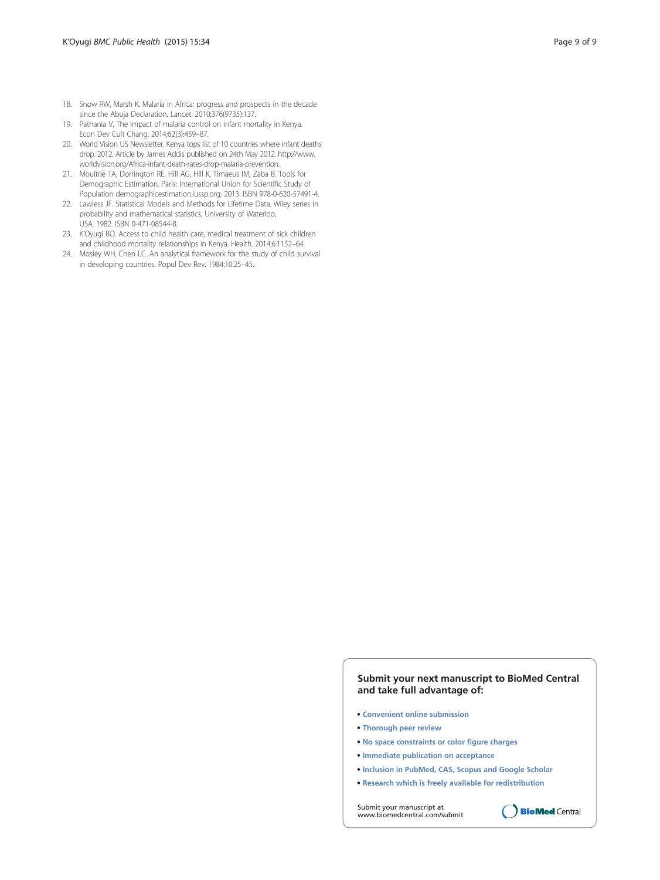18. Snow RW, Marsh K. Malaria in Africa: progress and prospects in the decade since the Abuja Declaration. Lancet. 2010;376(9735):137.
19. Pathania V. The impact of malaria control on infant mortality in Kenya. Econ Dev Cult Chang. 2014;62(3):459–87.
20. World Vision US Newsletter. Kenya tops list of 10 countries where infant deaths drop. 2012. Article by James Addis published on 24th May 2012. http://www.worldvision.org/Africa-infant-death-rates-drop-malaria-prevention.
21. Moultrie TA, Dorrington RE, Hill AG, Hill K, Timaeus IM, Zaba B. Tools for Demographic Estimation. Paris: International Union for Scientific Study of Population demographicestimation.iussp.org; 2013. ISBN 978-0-620-57491-4.
22. Lawless JF. Statistical Models and Methods for Lifetime Data. Wiley series in probability and mathematical statistics, University of Waterloo, USA. 1982. ISBN 0-471-08544-8.
23. K'Oyugi BO. Access to child health care, medical treatment of sick children and childhood mortality relationships in Kenya. Health. 2014;6:1152–64.
24. Mosley WH, Chen LC. An analytical framework for the study of child survival in developing countries. Popul Dev Rev. 1984;10:25–45.

**Submit your next manuscript to BioMed Central and take full advantage of:**

- **Convenient online submission**
- **Thorough peer review**
- **No space constraints or color figure charges**
- **Immediate publication on acceptance**
- **Inclusion in PubMed, CAS, Scopus and Google Scholar**
- **Research which is freely available for redistribution**

Submit your manuscript at
www.biomedcentral.com/submit

BioMed Central